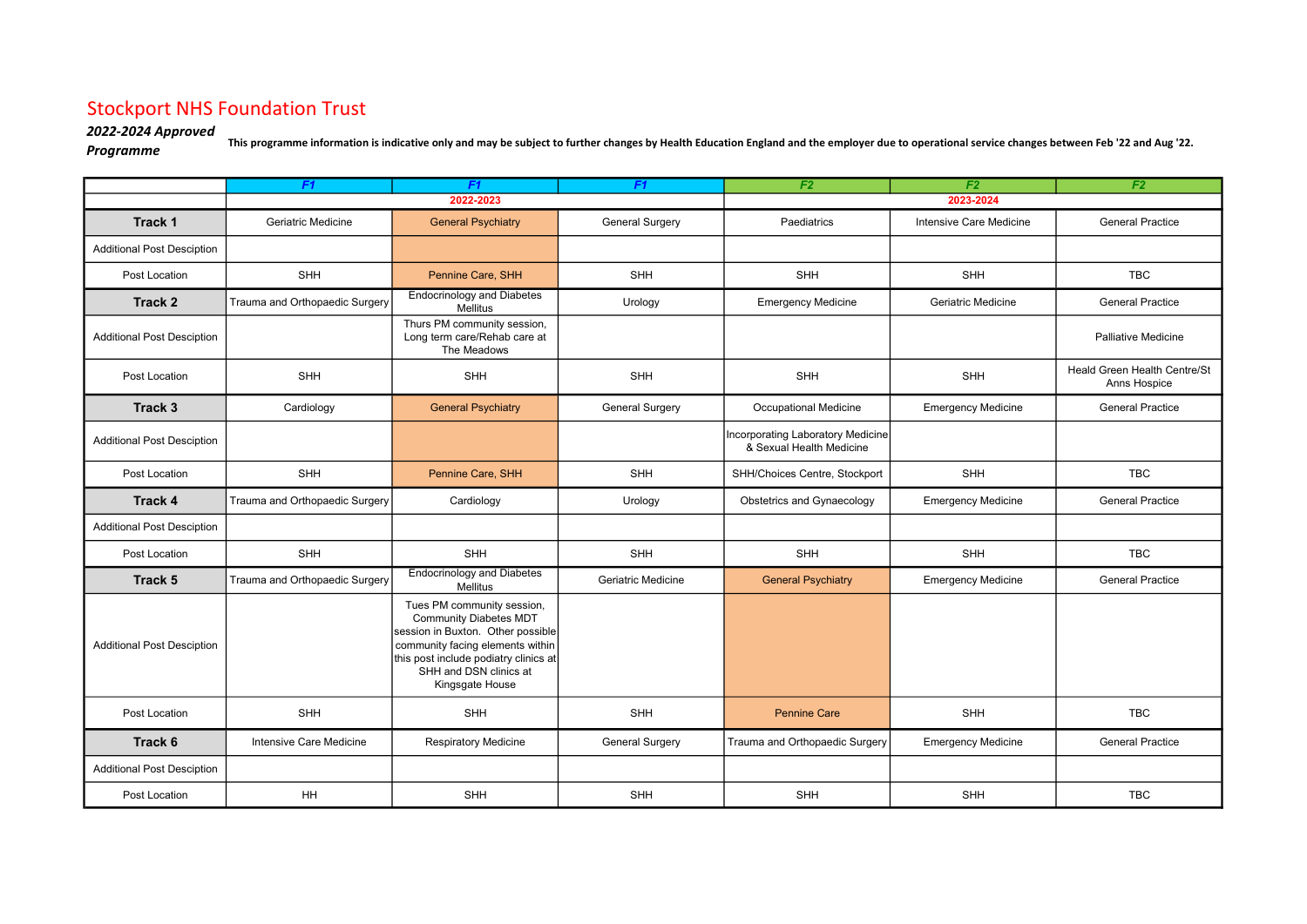# Stockport NHS Foundation Trust

***2022-2024 Approved Programme***

**This programme information is indicative only and may be subject to further changes by Health Education England and the employer due to operational service changes between Feb '22 and Aug '22.**

| | *F1* | *F1* | *F1* | *F2* | *F2* | *F2* |
|---|---|---|---|---|---|---|
| | 2022-2023 | | | 2023-2024 | | |
| **Track 1** | Geriatric Medicine | General Psychiatry | General Surgery | Paediatrics | Intensive Care Medicine | General Practice |
| Additional Post Desciption | | | | | | |
| Post Location | SHH | Pennine Care, SHH | SHH | SHH | SHH | TBC |
| **Track 2** | Trauma and Orthopaedic Surgery | Endocrinology and Diabetes Mellitus | Urology | Emergency Medicine | Geriatric Medicine | General Practice |
| Additional Post Desciption | | Thurs PM community session, Long term care/Rehab care at The Meadows | | | | Palliative Medicine |
| Post Location | SHH | SHH | SHH | SHH | SHH | Heald Green Health Centre/St Anns Hospice |
| **Track 3** | Cardiology | General Psychiatry | General Surgery | Occupational Medicine | Emergency Medicine | General Practice |
| Additional Post Desciption | | | | Incorporating Laboratory Medicine & Sexual Health Medicine | | |
| Post Location | SHH | Pennine Care, SHH | SHH | SHH/Choices Centre, Stockport | SHH | TBC |
| **Track 4** | Trauma and Orthopaedic Surgery | Cardiology | Urology | Obstetrics and Gynaecology | Emergency Medicine | General Practice |
| Additional Post Desciption | | | | | | |
| Post Location | SHH | SHH | SHH | SHH | SHH | TBC |
| **Track 5** | Trauma and Orthopaedic Surgery | Endocrinology and Diabetes Mellitus | Geriatric Medicine | General Psychiatry | Emergency Medicine | General Practice |
| Additional Post Desciption | | Tues PM community session, Community Diabetes MDT session in Buxton. Other possible community facing elements within this post include podiatry clinics at SHH and DSN clinics at Kingsgate House | | | | |
| Post Location | SHH | SHH | SHH | Pennine Care | SHH | TBC |
| **Track 6** | Intensive Care Medicine | Respiratory Medicine | General Surgery | Trauma and Orthopaedic Surgery | Emergency Medicine | General Practice |
| Additional Post Desciption | | | | | | |
| Post Location | HH | SHH | SHH | SHH | SHH | TBC |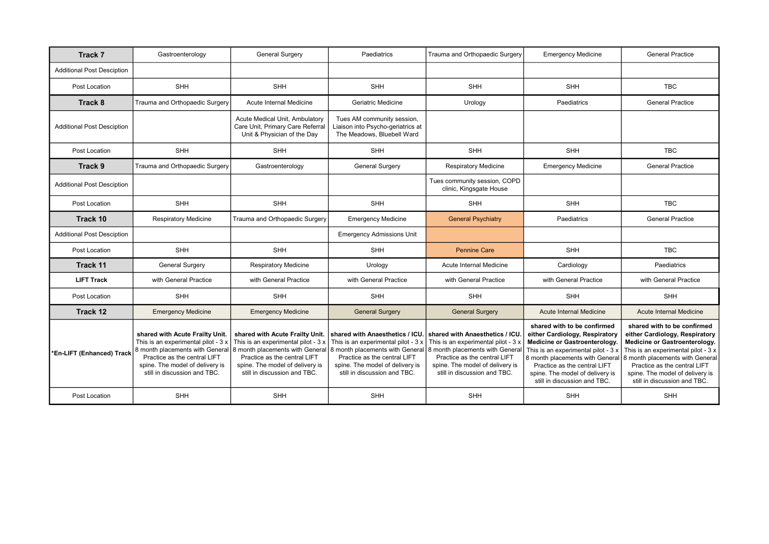| | | | | | | |
|---|---|---|---|---|---|---|
| **Track 7** | Gastroenterology | General Surgery | Paediatrics | Trauma and Orthopaedic Surgery | Emergency Medicine | General Practice |
| Additional Post Desciption | | | | | | |
| Post Location | SHH | SHH | SHH | SHH | SHH | TBC |
| **Track 8** | Trauma and Orthopaedic Surgery | Acute Internal Medicine | Geriatric Medicine | Urology | Paediatrics | General Practice |
| Additional Post Desciption | | Acute Medical Unit, Ambulatory Care Unit, Primary Care Referral Unit & Physician of the Day | Tues AM community session, Liaison into Psycho-geriatrics at The Meadows, Bluebell Ward | | | |
| Post Location | SHH | SHH | SHH | SHH | SHH | TBC |
| **Track 9** | Trauma and Orthopaedic Surgery | Gastroenterology | General Surgery | Respiratory Medicine | Emergency Medicine | General Practice |
| Additional Post Desciption | | | | Tues community session, COPD clinic, Kingsgate House | | |
| Post Location | SHH | SHH | SHH | SHH | SHH | TBC |
| **Track 10** | Respiratory Medicine | Trauma and Orthopaedic Surgery | Emergency Medicine | General Psychiatry | Paediatrics | General Practice |
| Additional Post Desciption | | | Emergency Admissions Unit | | | |
| Post Location | SHH | SHH | SHH | Pennine Care | SHH | TBC |
| **Track 11** | General Surgery | Respiratory Medicine | Urology | Acute Internal Medicine | Cardiology | Paediatrics |
| **LIFT Track** | with General Practice | with General Practice | with General Practice | with General Practice | with General Practice | with General Practice |
| Post Location | SHH | SHH | SHH | SHH | SHH | SHH |
| **Track 12** | Emergency Medicine | Emergency Medicine | General Surgery | General Surgery | Acute Internal Medicine | Acute Internal Medicine |
| *En-LIFT (Enhanced) Track | **shared with Acute Frailty Unit.** This is an experimental pilot - 3 x 8 month placements with General Practice as the central LIFT spine. The model of delivery is still in discussion and TBC. | **shared with Acute Frailty Unit.** This is an experimental pilot - 3 x 8 month placements with General Practice as the central LIFT spine. The model of delivery is still in discussion and TBC. | **shared with Anaesthetics / ICU.** This is an experimental pilot - 3 x 8 month placements with General Practice as the central LIFT spine. The model of delivery is still in discussion and TBC. | **shared with Anaesthetics / ICU.** This is an experimental pilot - 3 x 8 month placements with General Practice as the central LIFT spine. The model of delivery is still in discussion and TBC. | **shared with to be confirmed either Cardiology, Respiratory Medicine or Gastroenterology.** This is an experimental pilot - 3 x 8 month placements with General Practice as the central LIFT spine. The model of delivery is still in discussion and TBC. | **shared with to be confirmed either Cardiology, Respiratory Medicine or Gastroenterology.** This is an experimental pilot - 3 x 8 month placements with General Practice as the central LIFT spine. The model of delivery is still in discussion and TBC. |
| Post Location | SHH | SHH | SHH | SHH | SHH | SHH |